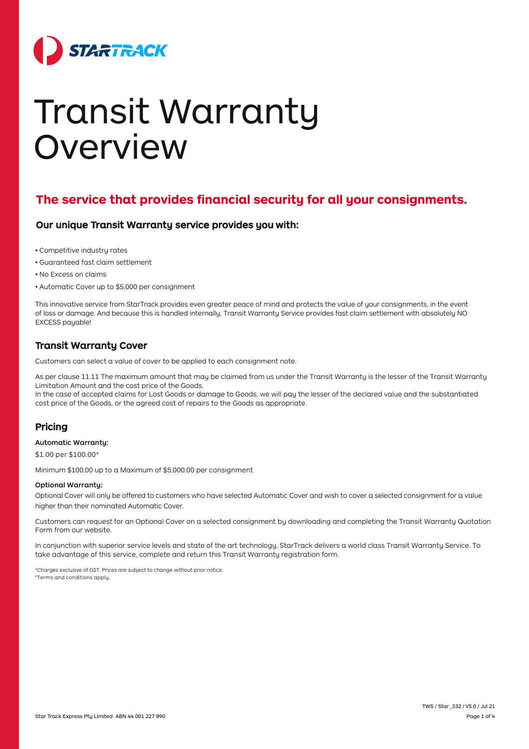# Transit Warranty Overview

## The service that provides financial security for all your consignments.

### Our unique Transit Warranty service provides you with:

- Competitive industry rates
- Guaranteed fast claim settlement
- No Excess on claims
- Automatic Cover up to $5,000 per consignment

This innovative service from StarTrack provides even greater peace of mind and protects the value of your consignments, in the event of loss or damage. And because this is handled internally, Transit Warranty Service provides fast claim settlement with absolutely NO EXCESS payable!

## Transit Warranty Cover

Customers can select a value of cover to be applied to each consignment note.

As per clause 11.11 The maximum amount that may be claimed from us under the Transit Warranty is the lesser of the Transit Warranty Limitation Amount and the cost price of the Goods.
In the case of accepted claims for Lost Goods or damage to Goods, we will pay the lesser of the declared value and the substantiated cost price of the Goods, or the agreed cost of repairs to the Goods as appropriate.

## Pricing

**Automatic Warranty:**

$1.00 per $100.00*

Minimum $100.00 up to a Maximum of $5,000.00 per consignment

**Optional Warranty:**

Optional Cover will only be offered to customers who have selected Automatic Cover and wish to cover a selected consignment for a value higher than their nominated Automatic Cover.

Customers can request for an Optional Cover on a selected consignment by downloading and completing the Transit Warranty Quotation Form from our website.

In conjunction with superior service levels and state of the art technology, StarTrack delivers a world class Transit Warranty Service. To take advantage of this service, complete and return this Transit Warranty registration form.

*Charges exclusive of GST. Prices are subject to change without prior notice.
#Terms and conditions apply.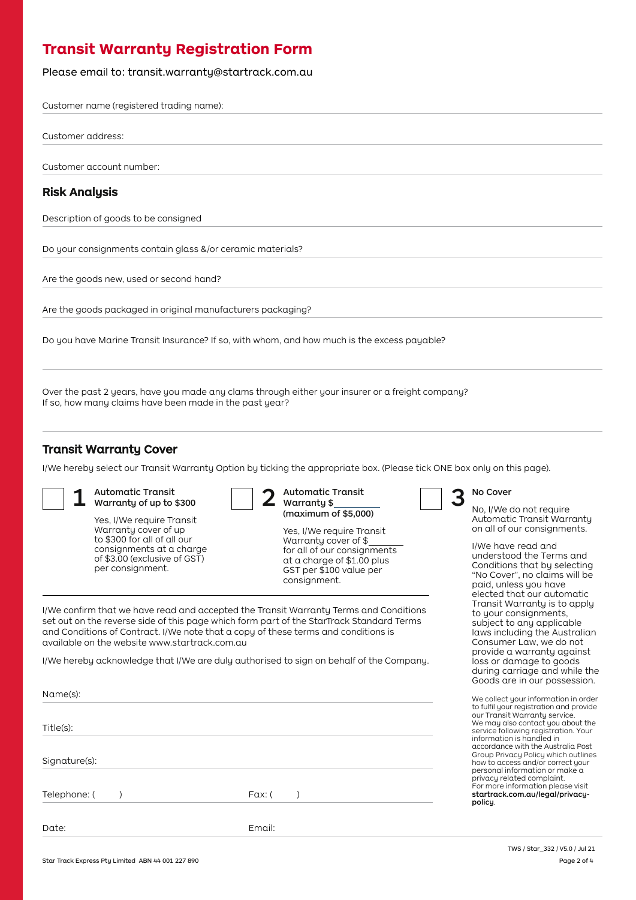# Transit Warranty Registration Form

Please email to: transit.warranty@startrack.com.au

Customer name (registered trading name):

Customer address:

Customer account number:

## Risk Analysis

Description of goods to be consigned

Do your consignments contain glass &/or ceramic materials?

Are the goods new, used or second hand?

Are the goods packaged in original manufacturers packaging?

Do you have Marine Transit Insurance? If so, with whom, and how much is the excess payable?

Over the past 2 years, have you made any clams through either your insurer or a freight company?
If so, how many claims have been made in the past year?

## Transit Warranty Cover

I/We hereby select our Transit Warranty Option by ticking the appropriate box. (Please tick ONE box only on this page).

☐ **1** **Automatic Transit Warranty of up to $300**

Yes, I/We require Transit Warranty cover of up to $300 for all of our consignments at a charge of $3.00 (exclusive of GST) per consignment.

☐ **2** **Automatic Transit Warranty $\_\_\_\_\_\_\_\_ (maximum of $5,000)**

Yes, I/We require Transit Warranty cover of $\_\_\_\_\_\_\_\_ for all of our consignments at a charge of $1.00 plus GST per $100 value per consignment.

☐ **3** **No Cover**

No, I/We do not require Automatic Transit Warranty on all of our consignments.

I/We have read and understood the Terms and Conditions that by selecting "No Cover", no claims will be paid, unless you have elected that our automatic Transit Warranty is to apply to your consignments, subject to any applicable laws including the Australian Consumer Law, we do not provide a warranty against loss or damage to goods during carriage and while the Goods are in our possession.

I/We confirm that we have read and accepted the Transit Warranty Terms and Conditions set out on the reverse side of this page which form part of the StarTrack Standard Terms and Conditions of Contract. I/We note that a copy of these terms and conditions is available on the website www.startrack.com.au

I/We hereby acknowledge that I/We are duly authorised to sign on behalf of the Company.

Name(s):

Title(s):

Signature(s):

Telephone: (      )                    Fax: (      )

Date:                    Email:

We collect your information in order to fulfil your registration and provide our Transit Warranty service. We may also contact you about the service following registration. Your information is handled in accordance with the Australia Post Group Privacy Policy which outlines how to access and/or correct your personal information or make a privacy related complaint. For more information please visit **startrack.com.au/legal/privacy-policy**.

TWS / Star_332 / V5.0 / Jul 21

Star Track Express Pty Limited ABN 44 001 227 890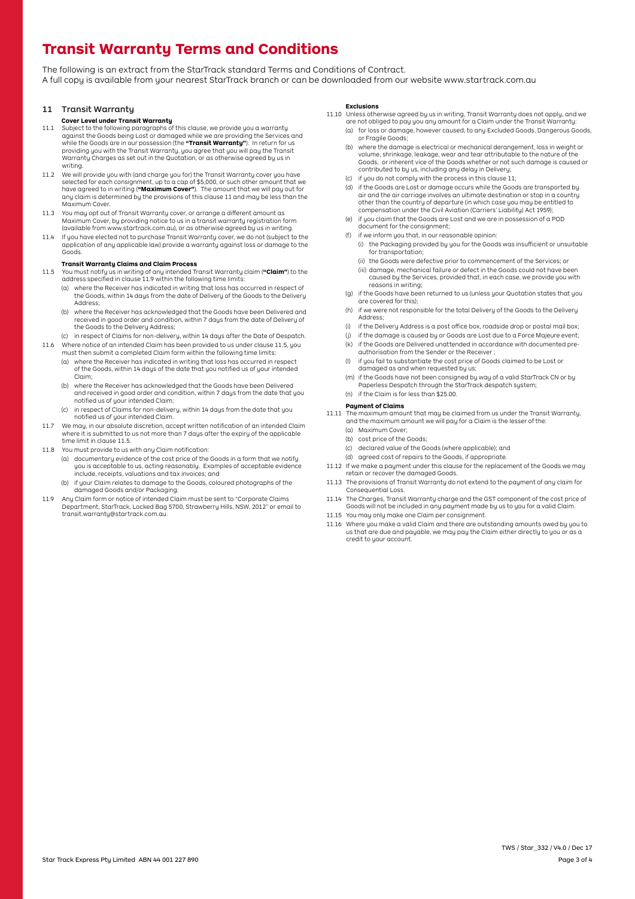# Transit Warranty Terms and Conditions

The following is an extract from the StarTrack standard Terms and Conditions of Contract.
A full copy is available from your nearest StarTrack branch or can be downloaded from our website www.startrack.com.au

## 11 Transit Warranty

### Cover Level under Transit Warranty

11.1 Subject to the following paragraphs of this clause, we provide you a warranty against the Goods being Lost or damaged while we are providing the Services and while the Goods are in our possession (the **"Transit Warranty"**). In return for us providing you with the Transit Warranty, you agree that you will pay the Transit Warranty Charges as set out in the Quotation, or as otherwise agreed by us in writing.

11.2 We will provide you with (and charge you for) the Transit Warranty cover you have selected for each consignment, up to a cap of $5,000, or such other amount that we have agreed to in writing (**"Maximum Cover"**). The amount that we will pay out for any claim is determined by the provisions of this clause 11 and may be less than the Maximum Cover.

11.3 You may opt out of Transit Warranty cover, or arrange a different amount as Maximum Cover, by providing notice to us in a transit warranty registration form (available from www.startrack.com.au), or as otherwise agreed by us in writing.

11.4 If you have elected not to purchase Transit Warranty cover, we do not (subject to the application of any applicable law) provide a warranty against loss or damage to the Goods.

### Transit Warranty Claims and Claim Process

11.5 You must notify us in writing of any intended Transit Warranty claim (**"Claim"**) to the address specified in clause 11.9 within the following time limits:
- (a) where the Receiver has indicated in writing that loss has occurred in respect of the Goods, within 14 days from the date of Delivery of the Goods to the Delivery Address;
- (b) where the Receiver has acknowledged that the Goods have been Delivered and received in good order and condition, within 7 days from the date of Delivery of the Goods to the Delivery Address;
- (c) in respect of Claims for non-delivery, within 14 days after the Date of Despatch.

11.6 Where notice of an intended Claim has been provided to us under clause 11.5, you must then submit a completed Claim form within the following time limits:
- (a) where the Receiver has indicated in writing that loss has occurred in respect of the Goods, within 14 days of the date that you notified us of your intended Claim;
- (b) where the Receiver has acknowledged that the Goods have been Delivered and received in good order and condition, within 7 days from the date that you notified us of your intended Claim;
- (c) in respect of Claims for non-delivery, within 14 days from the date that you notified us of your intended Claim.

11.7 We may, in our absolute discretion, accept written notification of an intended Claim where it is submitted to us not more than 7 days after the expiry of the applicable time limit in clause 11.5.

11.8 You must provide to us with any Claim notification:
- (a) documentary evidence of the cost price of the Goods in a form that we notify you is acceptable to us, acting reasonably. Examples of acceptable evidence include, receipts, valuations and tax invoices; and
- (b) if your Claim relates to damage to the Goods, coloured photographs of the damaged Goods and/or Packaging.

11.9 Any Claim form or notice of intended Claim must be sent to "Corporate Claims Department, StarTrack, Locked Bag 5700, Strawberry Hills, NSW, 2012" or email to transit.warranty@startrack.com.au.

### Exclusions

11.10 Unless otherwise agreed by us in writing, Transit Warranty does not apply, and we are not obliged to pay you any amount for a Claim under the Transit Warranty:
- (a) for loss or damage, however caused, to any Excluded Goods, Dangerous Goods, or Fragile Goods;
- (b) where the damage is electrical or mechanical derangement, loss in weight or volume, shrinkage, leakage, wear and tear attributable to the nature of the Goods, or inherent vice of the Goods whether or not such damage is caused or contributed to by us, including any delay in Delivery;
- (c) if you do not comply with the process in this clause 11;
- (d) if the Goods are Lost or damage occurs while the Goods are transported by air and the air carriage involves an ultimate destination or stop in a country other than the country of departure (in which case you may be entitled to compensation under the Civil Aviation (Carriers' Liability) Act 1959);
- (e) if you claim that the Goods are Lost and we are in possession of a POD document for the consignment;
- (f) if we inform you that, in our reasonable opinion:
  - (i) the Packaging provided by you for the Goods was insufficient or unsuitable for transportation;
  - (ii) the Goods were defective prior to commencement of the Services; or
  - (iii) damage, mechanical failure or defect in the Goods could not have been caused by the Services, provided that, in each case, we provide you with reasons in writing;
- (g) if the Goods have been returned to us (unless your Quotation states that you are covered for this);
- (h) if we were not responsible for the total Delivery of the Goods to the Delivery Address;
- (i) if the Delivery Address is a post office box, roadside drop or postal mail box;
- (j) if the damage is caused by or Goods are Lost due to a Force Majeure event;
- (k) if the Goods are Delivered unattended in accordance with documented pre-authorisation from the Sender or the Receiver ;
- (l) if you fail to substantiate the cost price of Goods claimed to be Lost or damaged as and when requested by us;
- (m) if the Goods have not been consigned by way of a valid StarTrack CN or by Paperless Despatch through the StarTrack despatch system;
- (n) if the Claim is for less than $25.00.

### Payment of Claims

11.11 The maximum amount that may be claimed from us under the Transit Warranty, and the maximum amount we will pay for a Claim is the lesser of the:
- (a) Maximum Cover;
- (b) cost price of the Goods;
- (c) declared value of the Goods (where applicable); and
- (d) agreed cost of repairs to the Goods, if appropriate.

11.12 If we make a payment under this clause for the replacement of the Goods we may retain or recover the damaged Goods.

11.13 The provisions of Transit Warranty do not extend to the payment of any claim for Consequential Loss.

11.14 The Charges, Transit Warranty charge and the GST component of the cost price of Goods will not be included in any payment made by us to you for a valid Claim.

11.15 You may only make one Claim per consignment.

11.16 Where you make a valid Claim and there are outstanding amounts owed by you to us that are due and payable, we may pay the Claim either directly to you or as a credit to your account.

TWS / Star_332 / V4.0 / Dec 17

Star Track Express Pty Limited ABN 44 001 227 890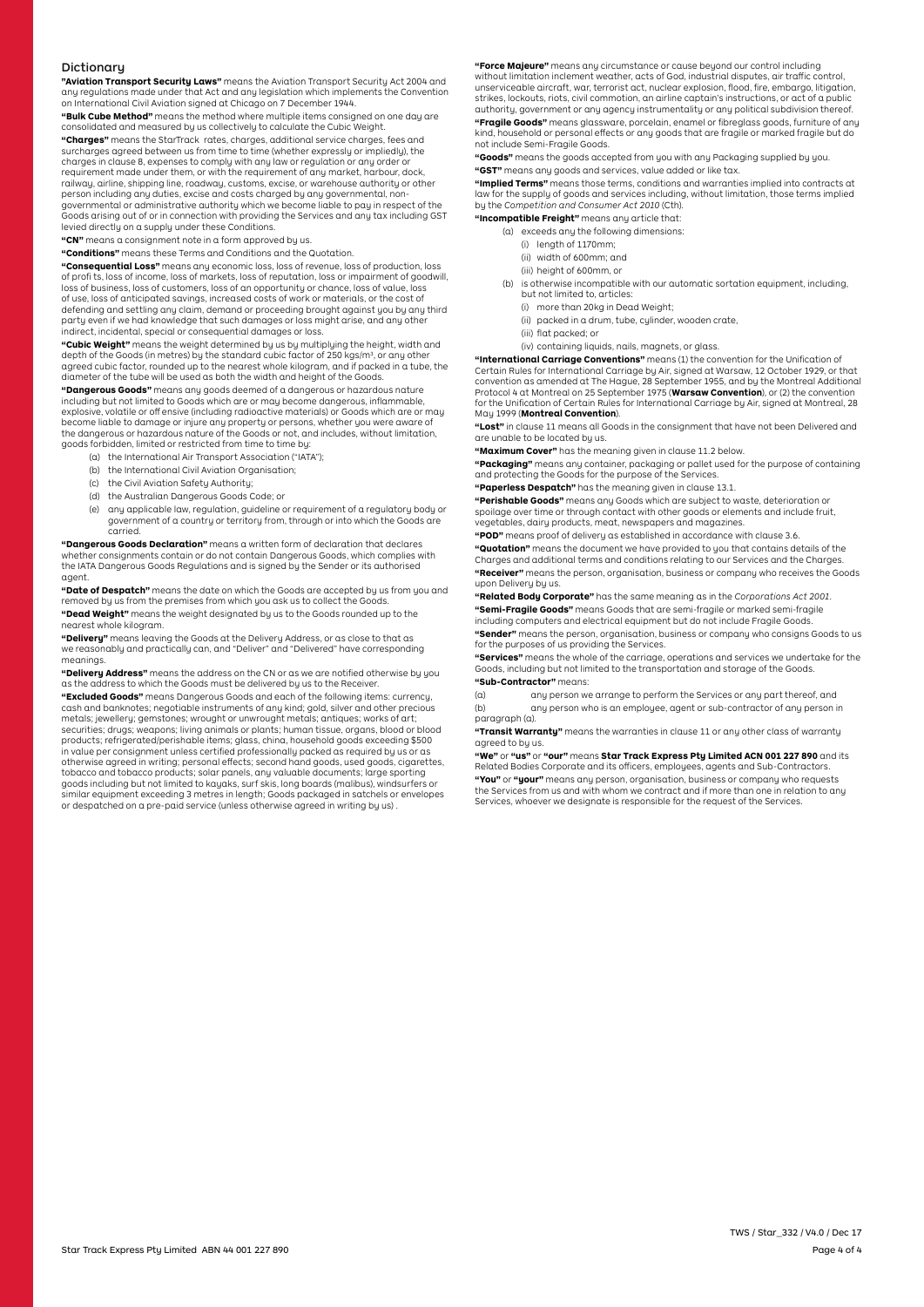## Dictionary

**"Aviation Transport Security Laws"** means the Aviation Transport Security Act 2004 and any regulations made under that Act and any legislation which implements the Convention on International Civil Aviation signed at Chicago on 7 December 1944.

**"Bulk Cube Method"** means the method where multiple items consigned on one day are consolidated and measured by us collectively to calculate the Cubic Weight.

**"Charges"** means the StarTrack rates, charges, additional service charges, fees and surcharges agreed between us from time to time (whether expressly or impliedly), the charges in clause 8, expenses to comply with any law or regulation or any order or requirement made under them, or with the requirement of any market, harbour, dock, railway, airline, shipping line, roadway, customs, excise, or warehouse authority or other person including any duties, excise and costs charged by any governmental, non-governmental or administrative authority which we become liable to pay in respect of the Goods arising out of or in connection with providing the Services and any tax including GST levied directly on a supply under these Conditions.

**"CN"** means a consignment note in a form approved by us.

**"Conditions"** means these Terms and Conditions and the Quotation.

**"Consequential Loss"** means any economic loss, loss of revenue, loss of production, loss of profi ts, loss of income, loss of markets, loss of reputation, loss or impairment of goodwill, loss of business, loss of customers, loss of an opportunity or chance, loss of value, loss of use, loss of anticipated savings, increased costs of work or materials, or the cost of defending and settling any claim, demand or proceeding brought against you by any third party even if we had knowledge that such damages or loss might arise, and any other indirect, incidental, special or consequential damages or loss.

**"Cubic Weight"** means the weight determined by us by multiplying the height, width and depth of the Goods (in metres) by the standard cubic factor of 250 kgs/m³, or any other agreed cubic factor, rounded up to the nearest whole kilogram, and if packed in a tube, the diameter of the tube will be used as both the width and height of the Goods.

**"Dangerous Goods"** means any goods deemed of a dangerous or hazardous nature including but not limited to Goods which are or may become dangerous, inflammable, explosive, volatile or off ensive (including radioactive materials) or Goods which are or may become liable to damage or injure any property or persons, whether you were aware of the dangerous or hazardous nature of the Goods or not, and includes, without limitation, goods forbidden, limited or restricted from time to time by:

- (a) the International Air Transport Association ("IATA");
- (b) the International Civil Aviation Organisation;
- (c) the Civil Aviation Safety Authority;
- (d) the Australian Dangerous Goods Code; or
- (e) any applicable law, regulation, guideline or requirement of a regulatory body or government of a country or territory from, through or into which the Goods are carried.

**"Dangerous Goods Declaration"** means a written form of declaration that declares whether consignments contain or do not contain Dangerous Goods, which complies with the IATA Dangerous Goods Regulations and is signed by the Sender or its authorised agent.

**"Date of Despatch"** means the date on which the Goods are accepted by us from you and removed by us from the premises from which you ask us to collect the Goods.

**"Dead Weight"** means the weight designated by us to the Goods rounded up to the nearest whole kilogram.

**"Delivery"** means leaving the Goods at the Delivery Address, or as close to that as we reasonably and practically can, and "Deliver" and "Delivered" have corresponding meanings.

**"Delivery Address"** means the address on the CN or as we are notified otherwise by you as the address to which the Goods must be delivered by us to the Receiver.

**"Excluded Goods"** means Dangerous Goods and each of the following items: currency, cash and banknotes; negotiable instruments of any kind; gold, silver and other precious metals; jewellery; gemstones; wrought or unwrought metals; antiques; works of art; securities; drugs; weapons; living animals or plants; human tissue, organs, blood or blood products; refrigerated/perishable items; glass, china, household goods exceeding $500 in value per consignment unless certified professionally packed as required by us or as otherwise agreed in writing; personal effects; second hand goods, used goods, cigarettes, tobacco and tobacco products; solar panels, any valuable documents; large sporting goods including but not limited to kayaks, surf skis, long boards (malibus), windsurfers or similar equipment exceeding 3 metres in length; Goods packaged in satchels or envelopes or despatched on a pre-paid service (unless otherwise agreed in writing by us) .

**"Force Majeure"** means any circumstance or cause beyond our control including without limitation inclement weather, acts of God, industrial disputes, air traffic control, unserviceable aircraft, war, terrorist act, nuclear explosion, flood, fire, embargo, litigation, strikes, lockouts, riots, civil commotion, an airline captain's instructions, or act of a public authority, government or any agency instrumentality or any political subdivision thereof.

**"Fragile Goods"** means glassware, porcelain, enamel or fibreglass goods, furniture of any kind, household or personal effects or any goods that are fragile or marked fragile but do not include Semi-Fragile Goods.

**"Goods"** means the goods accepted from you with any Packaging supplied by you.

**"GST"** means any goods and services, value added or like tax.

**"Implied Terms"** means those terms, conditions and warranties implied into contracts at law for the supply of goods and services including, without limitation, those terms implied by the *Competition and Consumer Act 2010* (Cth).

**"Incompatible Freight"** means any article that:

- (a) exceeds any the following dimensions:
  - (i) length of 1170mm;
  - (ii) width of 600mm; and
  - (iii) height of 600mm, or
- (b) is otherwise incompatible with our automatic sortation equipment, including, but not limited to, articles:
  - (i) more than 20kg in Dead Weight;
  - (ii) packed in a drum, tube, cylinder, wooden crate,
  - (iii) flat packed; or
  - (iv) containing liquids, nails, magnets, or glass.

**"International Carriage Conventions"** means (1) the convention for the Unification of Certain Rules for International Carriage by Air, signed at Warsaw, 12 October 1929, or that convention as amended at The Hague, 28 September 1955, and by the Montreal Additional Protocol 4 at Montreal on 25 September 1975 (**Warsaw Convention**), or (2) the convention for the Unification of Certain Rules for International Carriage by Air, signed at Montreal, 28 May 1999 (**Montreal Convention**).

**"Lost"** in clause 11 means all Goods in the consignment that have not been Delivered and are unable to be located by us.

**"Maximum Cover"** has the meaning given in clause 11.2 below.

**"Packaging"** means any container, packaging or pallet used for the purpose of containing and protecting the Goods for the purpose of the Services.

**"Paperless Despatch"** has the meaning given in clause 13.1.

**"Perishable Goods"** means any Goods which are subject to waste, deterioration or spoilage over time or through contact with other goods or elements and include fruit, vegetables, dairy products, meat, newspapers and magazines.

**"POD"** means proof of delivery as established in accordance with clause 3.6.

**"Quotation"** means the document we have provided to you that contains details of the Charges and additional terms and conditions relating to our Services and the Charges.

**"Receiver"** means the person, organisation, business or company who receives the Goods upon Delivery by us.

**"Related Body Corporate"** has the same meaning as in the *Corporations Act 2001*.

**"Semi-Fragile Goods"** means Goods that are semi-fragile or marked semi-fragile including computers and electrical equipment but do not include Fragile Goods.

**"Sender"** means the person, organisation, business or company who consigns Goods to us for the purposes of us providing the Services.

**"Services"** means the whole of the carriage, operations and services we undertake for the Goods, including but not limited to the transportation and storage of the Goods.

**"Sub-Contractor"** means:

(a) any person we arrange to perform the Services or any part thereof, and

(b) any person who is an employee, agent or sub-contractor of any person in paragraph (a).

**"Transit Warranty"** means the warranties in clause 11 or any other class of warranty agreed to by us.

**"We"** or **"us"** or **"our"** means **Star Track Express Pty Limited ACN 001 227 890** and its Related Bodies Corporate and its officers, employees, agents and Sub-Contractors.

**"You"** or **"your"** means any person, organisation, business or company who requests the Services from us and with whom we contract and if more than one in relation to any Services, whoever we designate is responsible for the request of the Services.

TWS / Star_332 / V4.0 / Dec 17

Star Track Express Pty Limited ABN 44 001 227 890